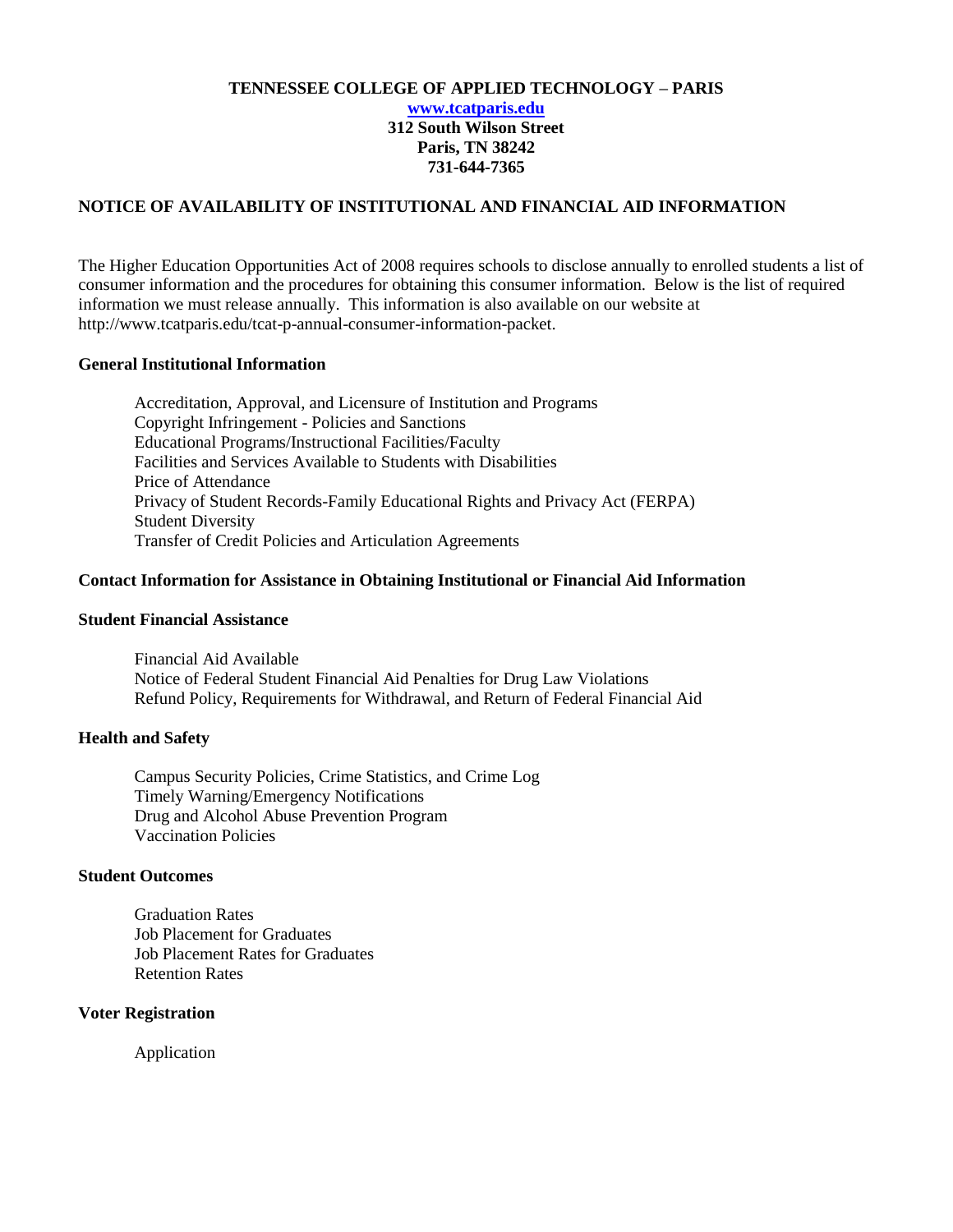**TENNESSEE COLLEGE OF APPLIED TECHNOLOGY – PARIS**
**www.tcatparis.edu**
**312 South Wilson Street**
**Paris, TN 38242**
**731-644-7365**

## NOTICE OF AVAILABILITY OF INSTITUTIONAL AND FINANCIAL AID INFORMATION

The Higher Education Opportunities Act of 2008 requires schools to disclose annually to enrolled students a list of consumer information and the procedures for obtaining this consumer information. Below is the list of required information we must release annually. This information is also available on our website at http://www.tcatparis.edu/tcat-p-annual-consumer-information-packet.

### General Institutional Information

- Accreditation, Approval, and Licensure of Institution and Programs
- Copyright Infringement - Policies and Sanctions
- Educational Programs/Instructional Facilities/Faculty
- Facilities and Services Available to Students with Disabilities
- Price of Attendance
- Privacy of Student Records-Family Educational Rights and Privacy Act (FERPA)
- Student Diversity
- Transfer of Credit Policies and Articulation Agreements

### Contact Information for Assistance in Obtaining Institutional or Financial Aid Information

### Student Financial Assistance

- Financial Aid Available
- Notice of Federal Student Financial Aid Penalties for Drug Law Violations
- Refund Policy, Requirements for Withdrawal, and Return of Federal Financial Aid

### Health and Safety

- Campus Security Policies, Crime Statistics, and Crime Log
- Timely Warning/Emergency Notifications
- Drug and Alcohol Abuse Prevention Program
- Vaccination Policies

### Student Outcomes

- Graduation Rates
- Job Placement for Graduates
- Job Placement Rates for Graduates
- Retention Rates

### Voter Registration

- Application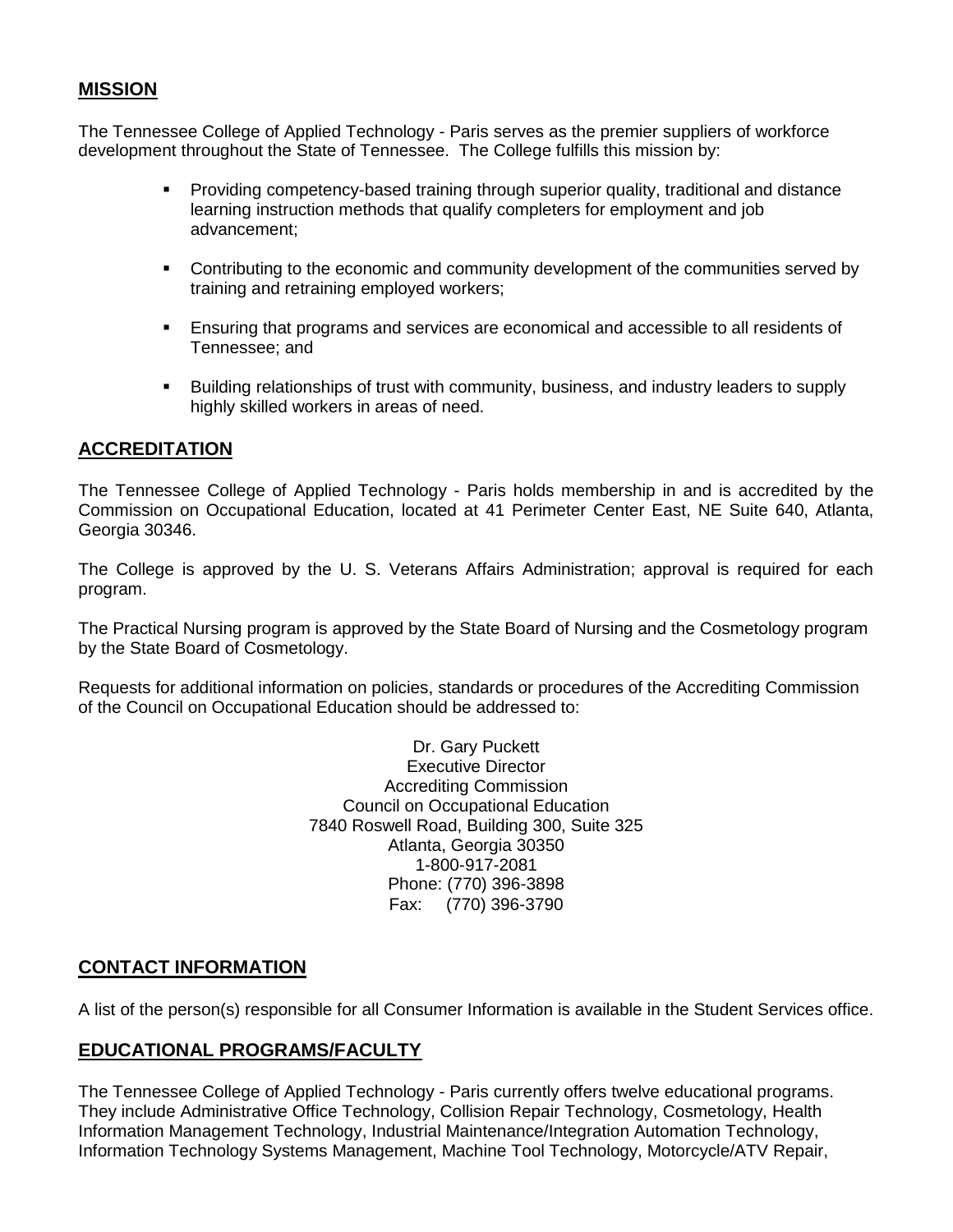## MISSION

The Tennessee College of Applied Technology - Paris serves as the premier suppliers of workforce development throughout the State of Tennessee. The College fulfills this mission by:

- Providing competency-based training through superior quality, traditional and distance learning instruction methods that qualify completers for employment and job advancement;
- Contributing to the economic and community development of the communities served by training and retraining employed workers;
- Ensuring that programs and services are economical and accessible to all residents of Tennessee; and
- Building relationships of trust with community, business, and industry leaders to supply highly skilled workers in areas of need.

## ACCREDITATION

The Tennessee College of Applied Technology - Paris holds membership in and is accredited by the Commission on Occupational Education, located at 41 Perimeter Center East, NE Suite 640, Atlanta, Georgia 30346.

The College is approved by the U. S. Veterans Affairs Administration; approval is required for each program.

The Practical Nursing program is approved by the State Board of Nursing and the Cosmetology program by the State Board of Cosmetology.

Requests for additional information on policies, standards or procedures of the Accrediting Commission of the Council on Occupational Education should be addressed to:

Dr. Gary Puckett
Executive Director
Accrediting Commission
Council on Occupational Education
7840 Roswell Road, Building 300, Suite 325
Atlanta, Georgia 30350
1-800-917-2081
Phone: (770) 396-3898
Fax: (770) 396-3790

## CONTACT INFORMATION

A list of the person(s) responsible for all Consumer Information is available in the Student Services office.

## EDUCATIONAL PROGRAMS/FACULTY

The Tennessee College of Applied Technology - Paris currently offers twelve educational programs. They include Administrative Office Technology, Collision Repair Technology, Cosmetology, Health Information Management Technology, Industrial Maintenance/Integration Automation Technology, Information Technology Systems Management, Machine Tool Technology, Motorcycle/ATV Repair,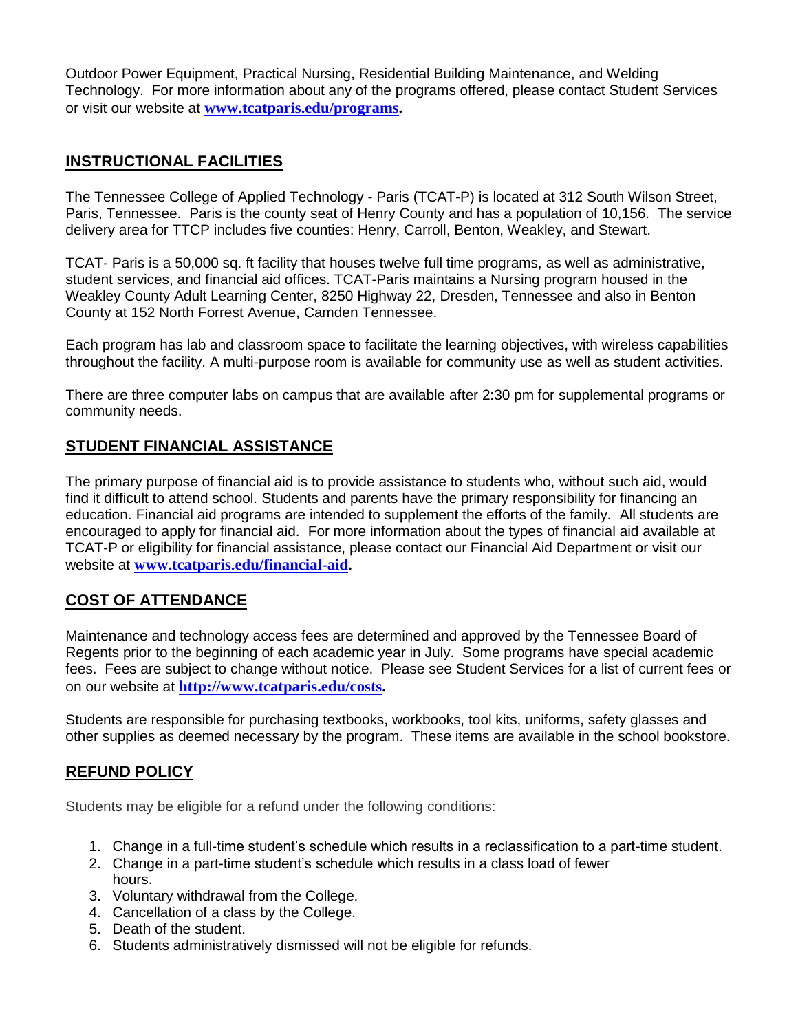Outdoor Power Equipment, Practical Nursing, Residential Building Maintenance, and Welding Technology. For more information about any of the programs offered, please contact Student Services or visit our website at **[www.tcatparis.edu/programs](http://www.tcatparis.edu/programs).**

## INSTRUCTIONAL FACILITIES

The Tennessee College of Applied Technology - Paris (TCAT-P) is located at 312 South Wilson Street, Paris, Tennessee. Paris is the county seat of Henry County and has a population of 10,156. The service delivery area for TTCP includes five counties: Henry, Carroll, Benton, Weakley, and Stewart.

TCAT- Paris is a 50,000 sq. ft facility that houses twelve full time programs, as well as administrative, student services, and financial aid offices. TCAT-Paris maintains a Nursing program housed in the Weakley County Adult Learning Center, 8250 Highway 22, Dresden, Tennessee and also in Benton County at 152 North Forrest Avenue, Camden Tennessee.

Each program has lab and classroom space to facilitate the learning objectives, with wireless capabilities throughout the facility. A multi-purpose room is available for community use as well as student activities.

There are three computer labs on campus that are available after 2:30 pm for supplemental programs or community needs.

## STUDENT FINANCIAL ASSISTANCE

The primary purpose of financial aid is to provide assistance to students who, without such aid, would find it difficult to attend school. Students and parents have the primary responsibility for financing an education. Financial aid programs are intended to supplement the efforts of the family. All students are encouraged to apply for financial aid. For more information about the types of financial aid available at TCAT-P or eligibility for financial assistance, please contact our Financial Aid Department or visit our website at **[www.tcatparis.edu/financial-aid](http://www.tcatparis.edu/financial-aid).**

## COST OF ATTENDANCE

Maintenance and technology access fees are determined and approved by the Tennessee Board of Regents prior to the beginning of each academic year in July. Some programs have special academic fees. Fees are subject to change without notice. Please see Student Services for a list of current fees or on our website at **[http://www.tcatparis.edu/costs](http://www.tcatparis.edu/costs).**

Students are responsible for purchasing textbooks, workbooks, tool kits, uniforms, safety glasses and other supplies as deemed necessary by the program. These items are available in the school bookstore.

## REFUND POLICY

Students may be eligible for a refund under the following conditions:

1. Change in a full-time student's schedule which results in a reclassification to a part-time student.
2. Change in a part-time student's schedule which results in a class load of fewer hours.
3. Voluntary withdrawal from the College.
4. Cancellation of a class by the College.
5. Death of the student.
6. Students administratively dismissed will not be eligible for refunds.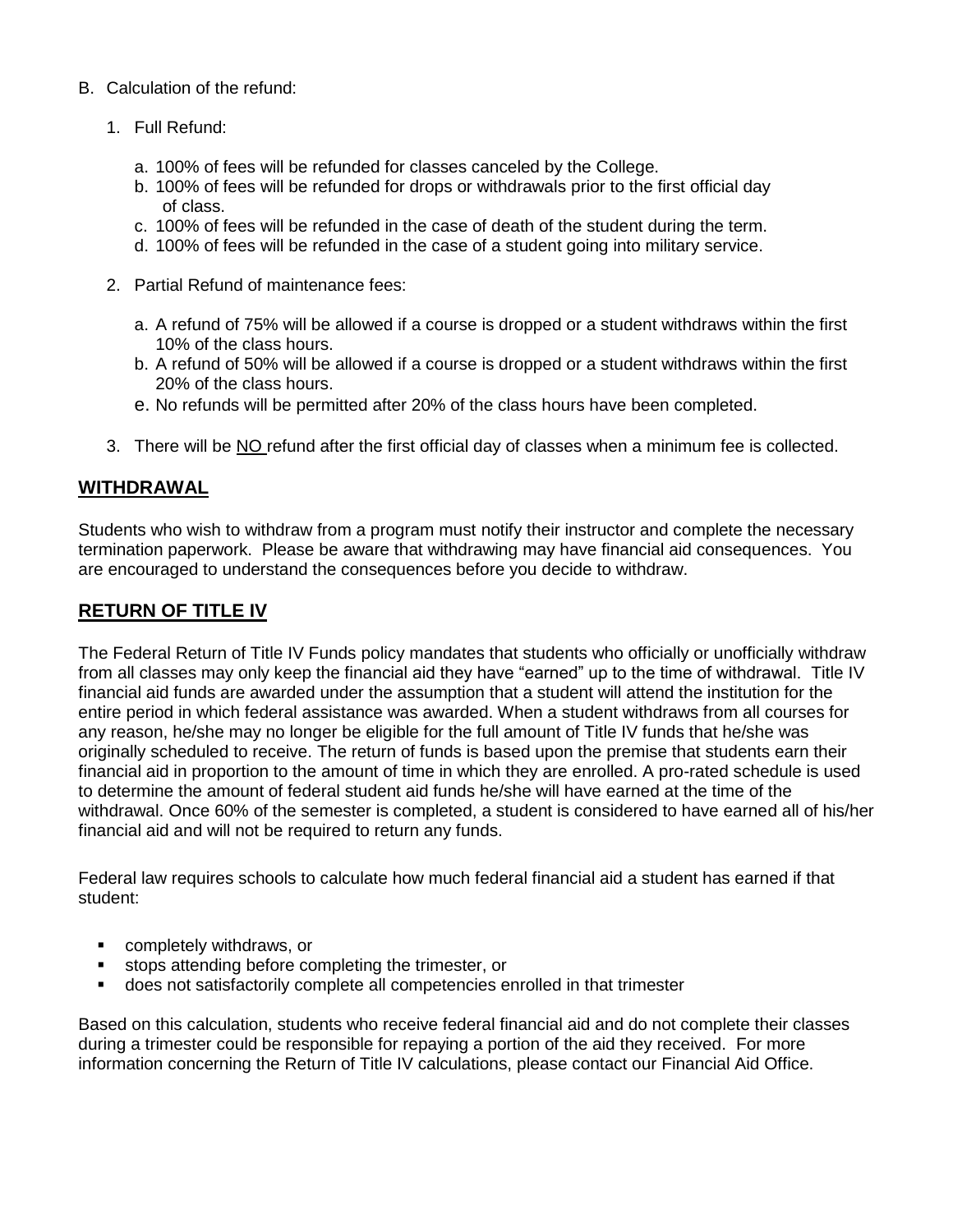B. Calculation of the refund:

1. Full Refund:

    a. 100% of fees will be refunded for classes canceled by the College.
    b. 100% of fees will be refunded for drops or withdrawals prior to the first official day of class.
    c. 100% of fees will be refunded in the case of death of the student during the term.
    d. 100% of fees will be refunded in the case of a student going into military service.

2. Partial Refund of maintenance fees:

    a. A refund of 75% will be allowed if a course is dropped or a student withdraws within the first 10% of the class hours.
    b. A refund of 50% will be allowed if a course is dropped or a student withdraws within the first 20% of the class hours.
    e. No refunds will be permitted after 20% of the class hours have been completed.

3. There will be <u>NO</u> refund after the first official day of classes when a minimum fee is collected.

## <u>**WITHDRAWAL**</u>

Students who wish to withdraw from a program must notify their instructor and complete the necessary termination paperwork. Please be aware that withdrawing may have financial aid consequences. You are encouraged to understand the consequences before you decide to withdraw.

## <u>**RETURN OF TITLE IV**</u>

The Federal Return of Title IV Funds policy mandates that students who officially or unofficially withdraw from all classes may only keep the financial aid they have "earned" up to the time of withdrawal. Title IV financial aid funds are awarded under the assumption that a student will attend the institution for the entire period in which federal assistance was awarded. When a student withdraws from all courses for any reason, he/she may no longer be eligible for the full amount of Title IV funds that he/she was originally scheduled to receive. The return of funds is based upon the premise that students earn their financial aid in proportion to the amount of time in which they are enrolled. A pro-rated schedule is used to determine the amount of federal student aid funds he/she will have earned at the time of the withdrawal. Once 60% of the semester is completed, a student is considered to have earned all of his/her financial aid and will not be required to return any funds.

Federal law requires schools to calculate how much federal financial aid a student has earned if that student:

- completely withdraws, or
- stops attending before completing the trimester, or
- does not satisfactorily complete all competencies enrolled in that trimester

Based on this calculation, students who receive federal financial aid and do not complete their classes during a trimester could be responsible for repaying a portion of the aid they received. For more information concerning the Return of Title IV calculations, please contact our Financial Aid Office.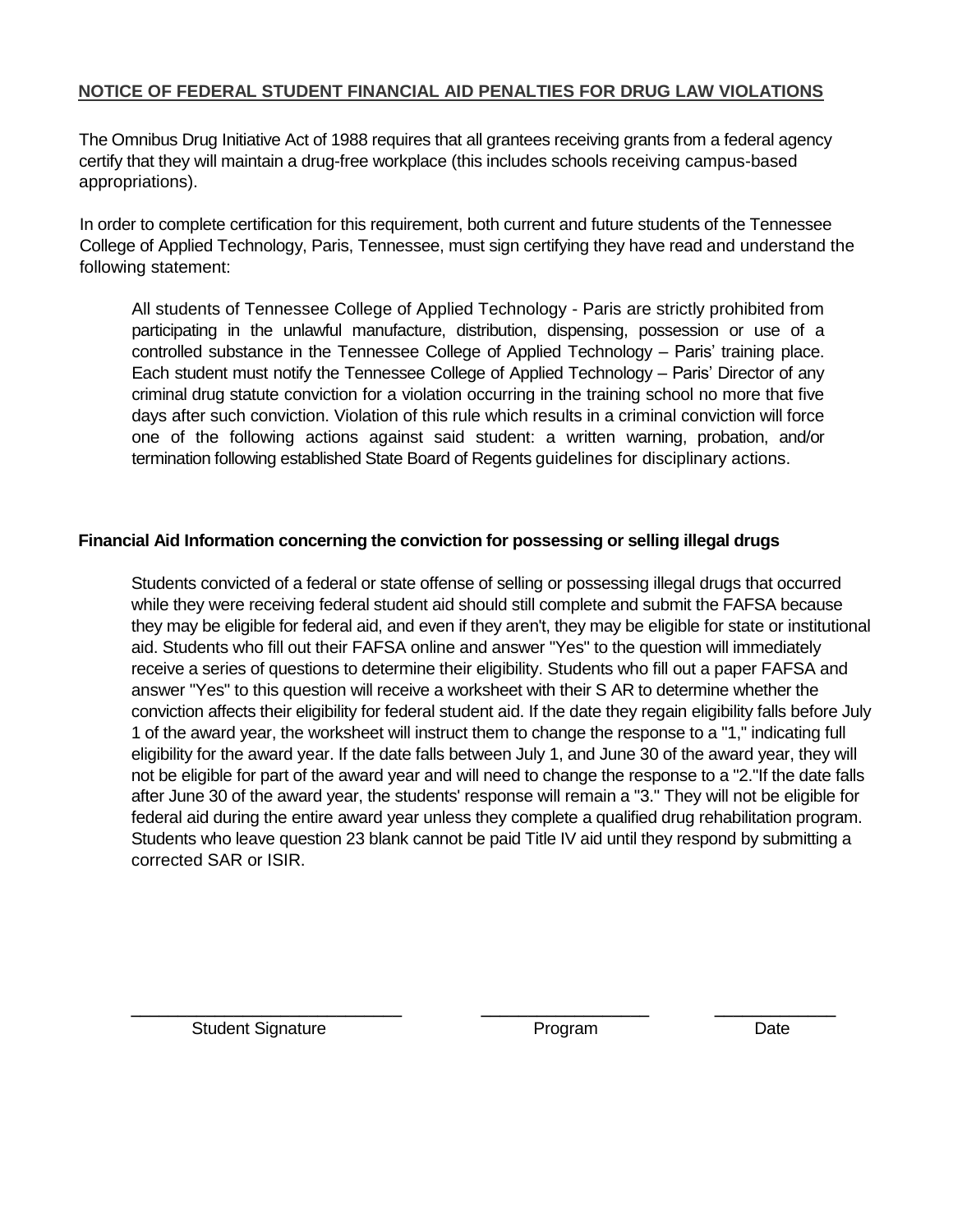**NOTICE OF FEDERAL STUDENT FINANCIAL AID PENALTIES FOR DRUG LAW VIOLATIONS**

The Omnibus Drug Initiative Act of 1988 requires that all grantees receiving grants from a federal agency certify that they will maintain a drug-free workplace (this includes schools receiving campus-based appropriations).

In order to complete certification for this requirement, both current and future students of the Tennessee College of Applied Technology, Paris, Tennessee, must sign certifying they have read and understand the following statement:

> All students of Tennessee College of Applied Technology - Paris are strictly prohibited from participating in the unlawful manufacture, distribution, dispensing, possession or use of a controlled substance in the Tennessee College of Applied Technology – Paris' training place. Each student must notify the Tennessee College of Applied Technology – Paris' Director of any criminal drug statute conviction for a violation occurring in the training school no more that five days after such conviction. Violation of this rule which results in a criminal conviction will force one of the following actions against said student: a written warning, probation, and/or termination following established State Board of Regents guidelines for disciplinary actions.

**Financial Aid Information concerning the conviction for possessing or selling illegal drugs**

> Students convicted of a federal or state offense of selling or possessing illegal drugs that occurred while they were receiving federal student aid should still complete and submit the FAFSA because they may be eligible for federal aid, and even if they aren't, they may be eligible for state or institutional aid. Students who fill out their FAFSA online and answer "Yes" to the question will immediately receive a series of questions to determine their eligibility. Students who fill out a paper FAFSA and answer "Yes" to this question will receive a worksheet with their S AR to determine whether the conviction affects their eligibility for federal student aid. If the date they regain eligibility falls before July 1 of the award year, the worksheet will instruct them to change the response to a "1," indicating full eligibility for the award year. If the date falls between July 1, and June 30 of the award year, they will not be eligible for part of the award year and will need to change the response to a "2."If the date falls after June 30 of the award year, the students' response will remain a "3." They will not be eligible for federal aid during the entire award year unless they complete a qualified drug rehabilitation program. Students who leave question 23 blank cannot be paid Title IV aid until they respond by submitting a corrected SAR or ISIR.

\_\_\_\_\_\_\_\_\_\_\_\_\_\_\_\_\_\_\_\_\_\_\_\_\_\_\_ \_\_\_\_\_\_\_\_\_\_\_\_\_\_\_\_\_\_\_\_ \_\_\_\_\_\_\_\_\_\_\_\_\_\_

Student Signature  Program  Date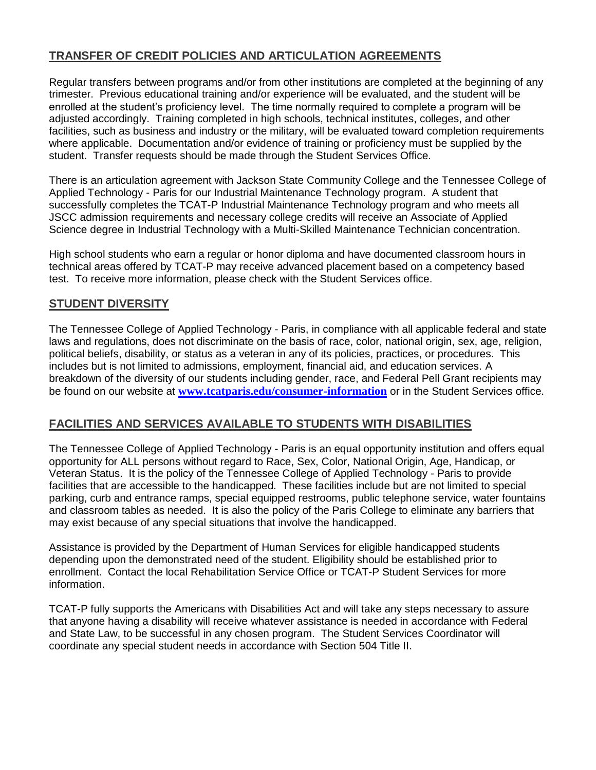## TRANSFER OF CREDIT POLICIES AND ARTICULATION AGREEMENTS

Regular transfers between programs and/or from other institutions are completed at the beginning of any trimester. Previous educational training and/or experience will be evaluated, and the student will be enrolled at the student's proficiency level. The time normally required to complete a program will be adjusted accordingly. Training completed in high schools, technical institutes, colleges, and other facilities, such as business and industry or the military, will be evaluated toward completion requirements where applicable. Documentation and/or evidence of training or proficiency must be supplied by the student. Transfer requests should be made through the Student Services Office.

There is an articulation agreement with Jackson State Community College and the Tennessee College of Applied Technology - Paris for our Industrial Maintenance Technology program. A student that successfully completes the TCAT-P Industrial Maintenance Technology program and who meets all JSCC admission requirements and necessary college credits will receive an Associate of Applied Science degree in Industrial Technology with a Multi-Skilled Maintenance Technician concentration.

High school students who earn a regular or honor diploma and have documented classroom hours in technical areas offered by TCAT-P may receive advanced placement based on a competency based test. To receive more information, please check with the Student Services office.

## STUDENT DIVERSITY

The Tennessee College of Applied Technology - Paris, in compliance with all applicable federal and state laws and regulations, does not discriminate on the basis of race, color, national origin, sex, age, religion, political beliefs, disability, or status as a veteran in any of its policies, practices, or procedures. This includes but is not limited to admissions, employment, financial aid, and education services. A breakdown of the diversity of our students including gender, race, and Federal Pell Grant recipients may be found on our website at **www.tcatparis.edu/consumer-information** or in the Student Services office.

## FACILITIES AND SERVICES AVAILABLE TO STUDENTS WITH DISABILITIES

The Tennessee College of Applied Technology - Paris is an equal opportunity institution and offers equal opportunity for ALL persons without regard to Race, Sex, Color, National Origin, Age, Handicap, or Veteran Status. It is the policy of the Tennessee College of Applied Technology - Paris to provide facilities that are accessible to the handicapped. These facilities include but are not limited to special parking, curb and entrance ramps, special equipped restrooms, public telephone service, water fountains and classroom tables as needed. It is also the policy of the Paris College to eliminate any barriers that may exist because of any special situations that involve the handicapped.

Assistance is provided by the Department of Human Services for eligible handicapped students depending upon the demonstrated need of the student. Eligibility should be established prior to enrollment. Contact the local Rehabilitation Service Office or TCAT-P Student Services for more information.

TCAT-P fully supports the Americans with Disabilities Act and will take any steps necessary to assure that anyone having a disability will receive whatever assistance is needed in accordance with Federal and State Law, to be successful in any chosen program. The Student Services Coordinator will coordinate any special student needs in accordance with Section 504 Title II.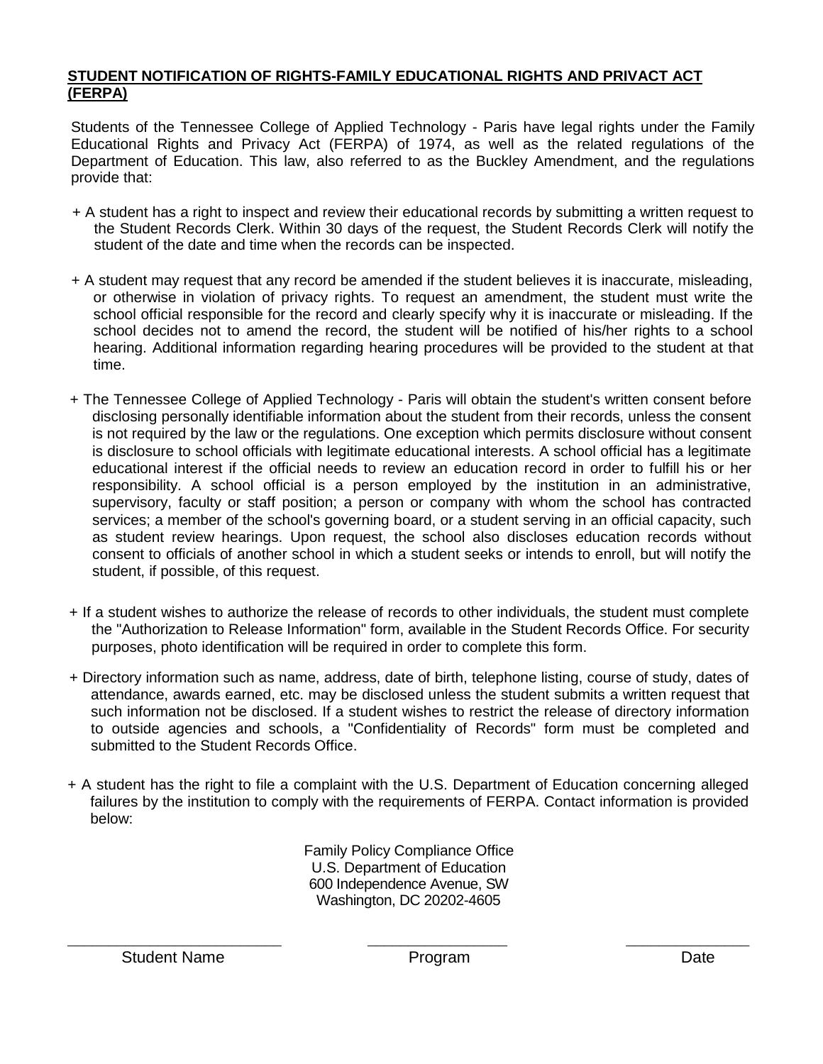**STUDENT NOTIFICATION OF RIGHTS-FAMILY EDUCATIONAL RIGHTS AND PRIVACT ACT (FERPA)**

Students of the Tennessee College of Applied Technology - Paris have legal rights under the Family Educational Rights and Privacy Act (FERPA) of 1974, as well as the related regulations of the Department of Education. This law, also referred to as the Buckley Amendment, and the regulations provide that:

+ A student has a right to inspect and review their educational records by submitting a written request to the Student Records Clerk. Within 30 days of the request, the Student Records Clerk will notify the student of the date and time when the records can be inspected.

+ A student may request that any record be amended if the student believes it is inaccurate, misleading, or otherwise in violation of privacy rights. To request an amendment, the student must write the school official responsible for the record and clearly specify why it is inaccurate or misleading. If the school decides not to amend the record, the student will be notified of his/her rights to a school hearing. Additional information regarding hearing procedures will be provided to the student at that time.

+ The Tennessee College of Applied Technology - Paris will obtain the student's written consent before disclosing personally identifiable information about the student from their records, unless the consent is not required by the law or the regulations. One exception which permits disclosure without consent is disclosure to school officials with legitimate educational interests. A school official has a legitimate educational interest if the official needs to review an education record in order to fulfill his or her responsibility. A school official is a person employed by the institution in an administrative, supervisory, faculty or staff position; a person or company with whom the school has contracted services; a member of the school's governing board, or a student serving in an official capacity, such as student review hearings. Upon request, the school also discloses education records without consent to officials of another school in which a student seeks or intends to enroll, but will notify the student, if possible, of this request.

+ If a student wishes to authorize the release of records to other individuals, the student must complete the "Authorization to Release Information" form, available in the Student Records Office. For security purposes, photo identification will be required in order to complete this form.

+ Directory information such as name, address, date of birth, telephone listing, course of study, dates of attendance, awards earned, etc. may be disclosed unless the student submits a written request that such information not be disclosed. If a student wishes to restrict the release of directory information to outside agencies and schools, a "Confidentiality of Records" form must be completed and submitted to the Student Records Office.

+ A student has the right to file a complaint with the U.S. Department of Education concerning alleged failures by the institution to comply with the requirements of FERPA. Contact information is provided below:

Family Policy Compliance Office
U.S. Department of Education
600 Independence Avenue, SW
Washington, DC 20202-4605

| _________________________ | _________________ | _______________ |
|---|---|---|
| Student Name | Program | Date |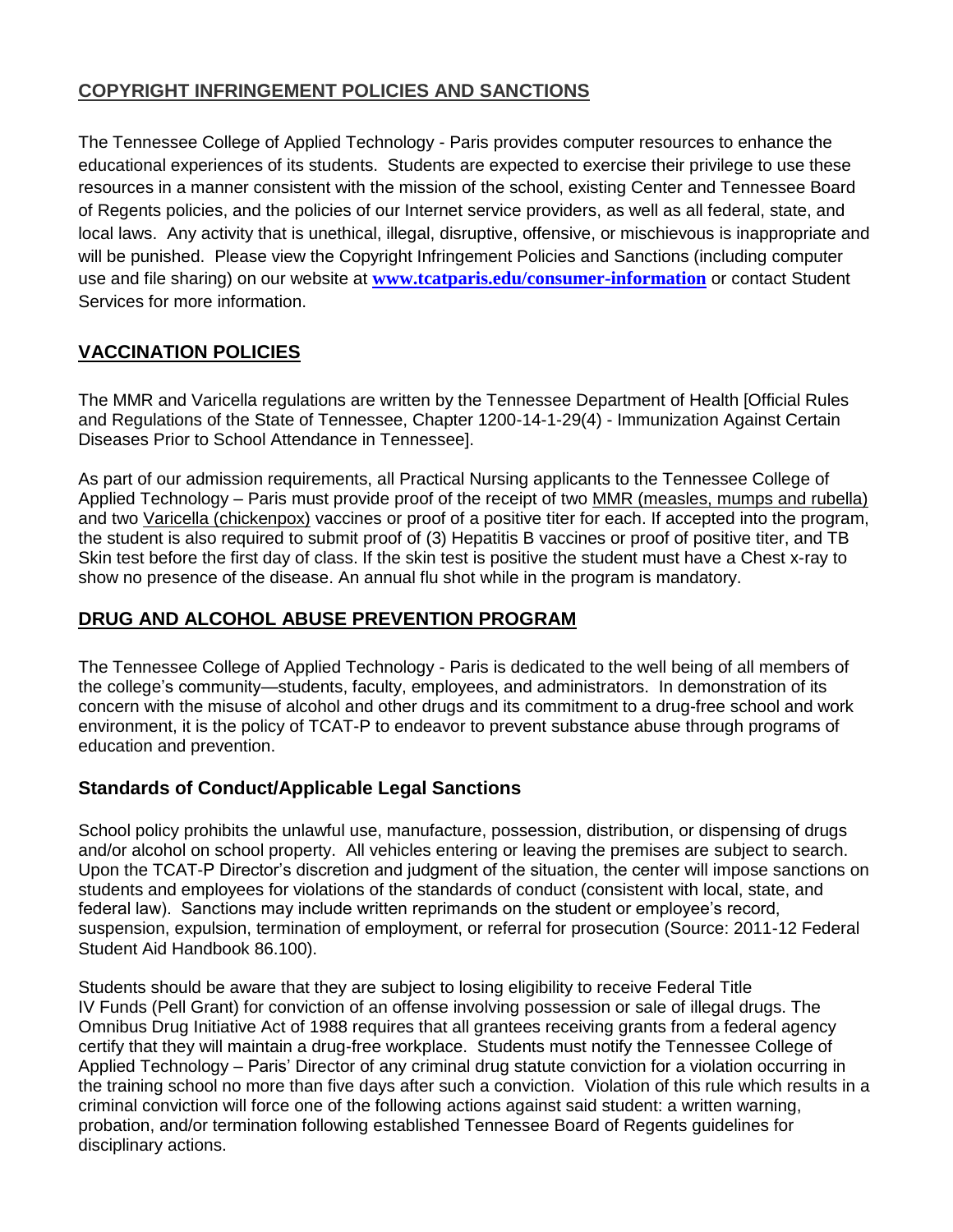## COPYRIGHT INFRINGEMENT POLICIES AND SANCTIONS

The Tennessee College of Applied Technology - Paris provides computer resources to enhance the educational experiences of its students. Students are expected to exercise their privilege to use these resources in a manner consistent with the mission of the school, existing Center and Tennessee Board of Regents policies, and the policies of our Internet service providers, as well as all federal, state, and local laws. Any activity that is unethical, illegal, disruptive, offensive, or mischievous is inappropriate and will be punished. Please view the Copyright Infringement Policies and Sanctions (including computer use and file sharing) on our website at **www.tcatparis.edu/consumer-information** or contact Student Services for more information.

## VACCINATION POLICIES

The MMR and Varicella regulations are written by the Tennessee Department of Health [Official Rules and Regulations of the State of Tennessee, Chapter 1200-14-1-29(4) - Immunization Against Certain Diseases Prior to School Attendance in Tennessee].

As part of our admission requirements, all Practical Nursing applicants to the Tennessee College of Applied Technology – Paris must provide proof of the receipt of two MMR (measles, mumps and rubella) and two Varicella (chickenpox) vaccines or proof of a positive titer for each. If accepted into the program, the student is also required to submit proof of (3) Hepatitis B vaccines or proof of positive titer, and TB Skin test before the first day of class. If the skin test is positive the student must have a Chest x-ray to show no presence of the disease. An annual flu shot while in the program is mandatory.

## DRUG AND ALCOHOL ABUSE PREVENTION PROGRAM

The Tennessee College of Applied Technology - Paris is dedicated to the well being of all members of the college's community—students, faculty, employees, and administrators. In demonstration of its concern with the misuse of alcohol and other drugs and its commitment to a drug-free school and work environment, it is the policy of TCAT-P to endeavor to prevent substance abuse through programs of education and prevention.

### Standards of Conduct/Applicable Legal Sanctions

School policy prohibits the unlawful use, manufacture, possession, distribution, or dispensing of drugs and/or alcohol on school property. All vehicles entering or leaving the premises are subject to search. Upon the TCAT-P Director's discretion and judgment of the situation, the center will impose sanctions on students and employees for violations of the standards of conduct (consistent with local, state, and federal law). Sanctions may include written reprimands on the student or employee's record, suspension, expulsion, termination of employment, or referral for prosecution (Source: 2011-12 Federal Student Aid Handbook 86.100).

Students should be aware that they are subject to losing eligibility to receive Federal Title IV Funds (Pell Grant) for conviction of an offense involving possession or sale of illegal drugs. The Omnibus Drug Initiative Act of 1988 requires that all grantees receiving grants from a federal agency certify that they will maintain a drug-free workplace. Students must notify the Tennessee College of Applied Technology – Paris' Director of any criminal drug statute conviction for a violation occurring in the training school no more than five days after such a conviction. Violation of this rule which results in a criminal conviction will force one of the following actions against said student: a written warning, probation, and/or termination following established Tennessee Board of Regents guidelines for disciplinary actions.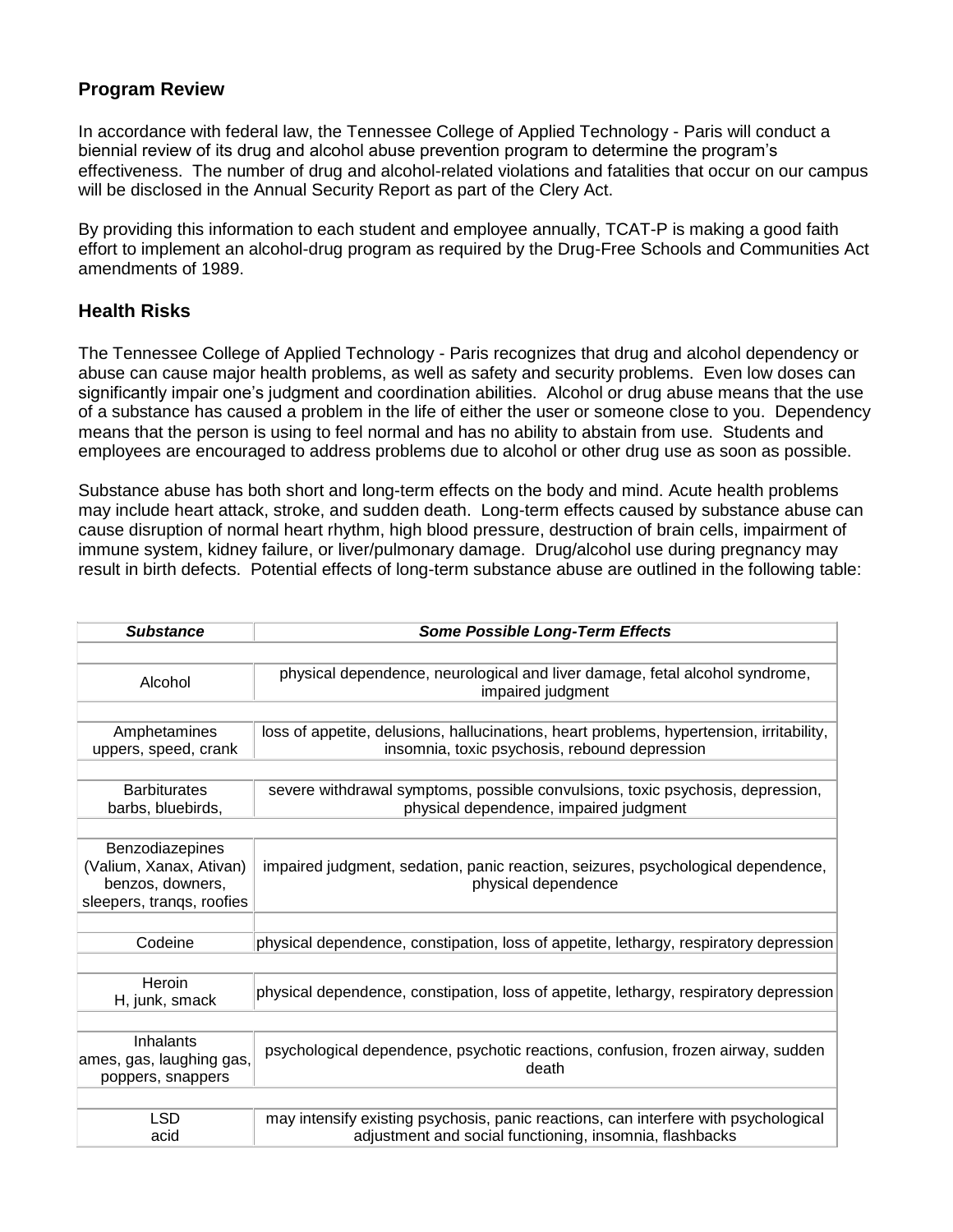## Program Review

In accordance with federal law, the Tennessee College of Applied Technology - Paris will conduct a biennial review of its drug and alcohol abuse prevention program to determine the program's effectiveness. The number of drug and alcohol-related violations and fatalities that occur on our campus will be disclosed in the Annual Security Report as part of the Clery Act.

By providing this information to each student and employee annually, TCAT-P is making a good faith effort to implement an alcohol-drug program as required by the Drug-Free Schools and Communities Act amendments of 1989.

## Health Risks

The Tennessee College of Applied Technology - Paris recognizes that drug and alcohol dependency or abuse can cause major health problems, as well as safety and security problems. Even low doses can significantly impair one's judgment and coordination abilities. Alcohol or drug abuse means that the use of a substance has caused a problem in the life of either the user or someone close to you. Dependency means that the person is using to feel normal and has no ability to abstain from use. Students and employees are encouraged to address problems due to alcohol or other drug use as soon as possible.

Substance abuse has both short and long-term effects on the body and mind. Acute health problems may include heart attack, stroke, and sudden death. Long-term effects caused by substance abuse can cause disruption of normal heart rhythm, high blood pressure, destruction of brain cells, impairment of immune system, kidney failure, or liver/pulmonary damage. Drug/alcohol use during pregnancy may result in birth defects. Potential effects of long-term substance abuse are outlined in the following table:

| ***Substance*** | ***Some Possible Long-Term Effects*** |
|---|---|
| Alcohol | physical dependence, neurological and liver damage, fetal alcohol syndrome, impaired judgment |
| Amphetamines<br>uppers, speed, crank | loss of appetite, delusions, hallucinations, heart problems, hypertension, irritability, insomnia, toxic psychosis, rebound depression |
| Barbiturates<br>barbs, bluebirds, | severe withdrawal symptoms, possible convulsions, toxic psychosis, depression, physical dependence, impaired judgment |
| Benzodiazepines<br>(Valium, Xanax, Ativan)<br>benzos, downers,<br>sleepers, tranqs, roofies | impaired judgment, sedation, panic reaction, seizures, psychological dependence, physical dependence |
| Codeine | physical dependence, constipation, loss of appetite, lethargy, respiratory depression |
| Heroin<br>H, junk, smack | physical dependence, constipation, loss of appetite, lethargy, respiratory depression |
| Inhalants<br>ames, gas, laughing gas,<br>poppers, snappers | psychological dependence, psychotic reactions, confusion, frozen airway, sudden death |
| LSD<br>acid | may intensify existing psychosis, panic reactions, can interfere with psychological adjustment and social functioning, insomnia, flashbacks |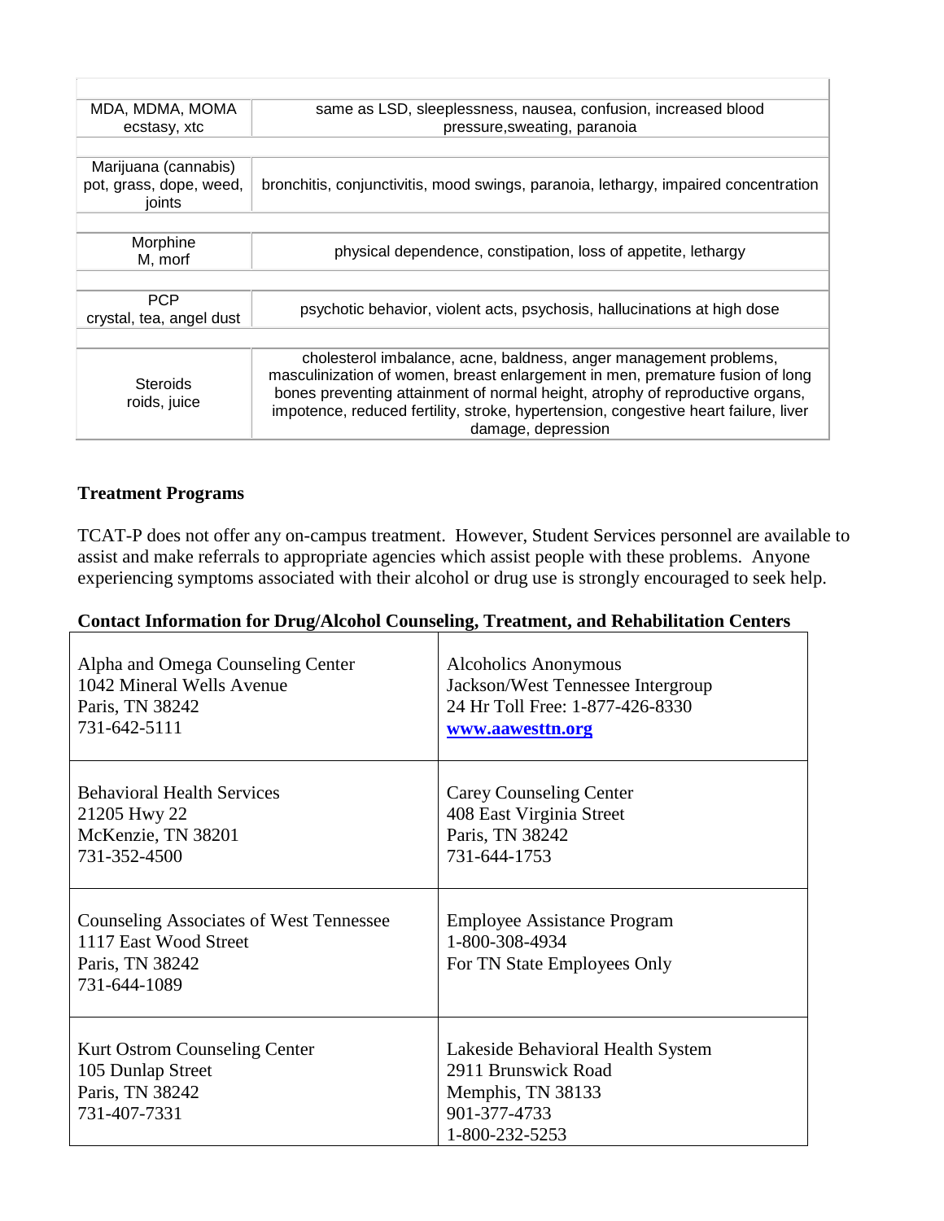| | |
|---|---|
| MDA, MDMA, MOMA<br>ecstasy, xtc | same as LSD, sleeplessness, nausea, confusion, increased blood pressure,sweating, paranoia |
| Marijuana (cannabis)<br>pot, grass, dope, weed, joints | bronchitis, conjunctivitis, mood swings, paranoia, lethargy, impaired concentration |
| Morphine<br>M, morf | physical dependence, constipation, loss of appetite, lethargy |
| PCP<br>crystal, tea, angel dust | psychotic behavior, violent acts, psychosis, hallucinations at high dose |
| Steroids<br>roids, juice | cholesterol imbalance, acne, baldness, anger management problems, masculinization of women, breast enlargement in men, premature fusion of long bones preventing attainment of normal height, atrophy of reproductive organs, impotence, reduced fertility, stroke, hypertension, congestive heart failure, liver damage, depression |

**Treatment Programs**

TCAT-P does not offer any on-campus treatment. However, Student Services personnel are available to assist and make referrals to appropriate agencies which assist people with these problems. Anyone experiencing symptoms associated with their alcohol or drug use is strongly encouraged to seek help.

**Contact Information for Drug/Alcohol Counseling, Treatment, and Rehabilitation Centers**

| | |
|---|---|
| Alpha and Omega Counseling Center<br>1042 Mineral Wells Avenue<br>Paris, TN 38242<br>731-642-5111 | Alcoholics Anonymous<br>Jackson/West Tennessee Intergroup<br>24 Hr Toll Free: 1-877-426-8330<br>**www.aawesttn.org** |
| Behavioral Health Services<br>21205 Hwy 22<br>McKenzie, TN 38201<br>731-352-4500 | Carey Counseling Center<br>408 East Virginia Street<br>Paris, TN 38242<br>731-644-1753 |
| Counseling Associates of West Tennessee<br>1117 East Wood Street<br>Paris, TN 38242<br>731-644-1089 | Employee Assistance Program<br>1-800-308-4934<br>For TN State Employees Only |
| Kurt Ostrom Counseling Center<br>105 Dunlap Street<br>Paris, TN 38242<br>731-407-7331 | Lakeside Behavioral Health System<br>2911 Brunswick Road<br>Memphis, TN 38133<br>901-377-4733<br>1-800-232-5253 |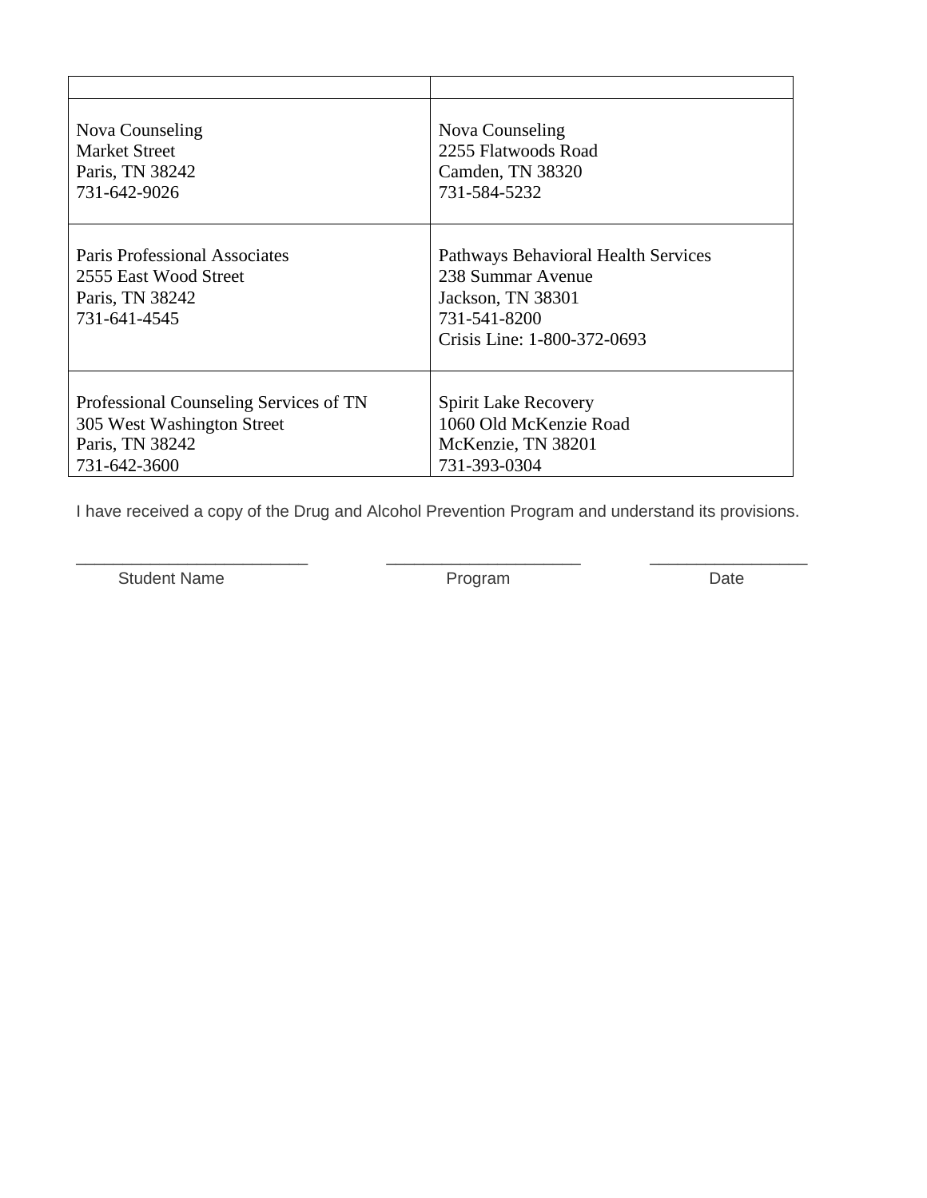| | |
|---|---|
| Nova Counseling<br>Market Street<br>Paris, TN 38242<br>731-642-9026 | Nova Counseling<br>2255 Flatwoods Road<br>Camden, TN 38320<br>731-584-5232 |
| Paris Professional Associates<br>2555 East Wood Street<br>Paris, TN 38242<br>731-641-4545 | Pathways Behavioral Health Services<br>238 Summar Avenue<br>Jackson, TN 38301<br>731-541-8200<br>Crisis Line: 1-800-372-0693 |
| Professional Counseling Services of TN<br>305 West Washington Street<br>Paris, TN 38242<br>731-642-3600 | Spirit Lake Recovery<br>1060 Old McKenzie Road<br>McKenzie, TN 38201<br>731-393-0304 |

I have received a copy of the Drug and Alcohol Prevention Program and understand its provisions.

_________________________ _____________________ _________________
Student Name Program Date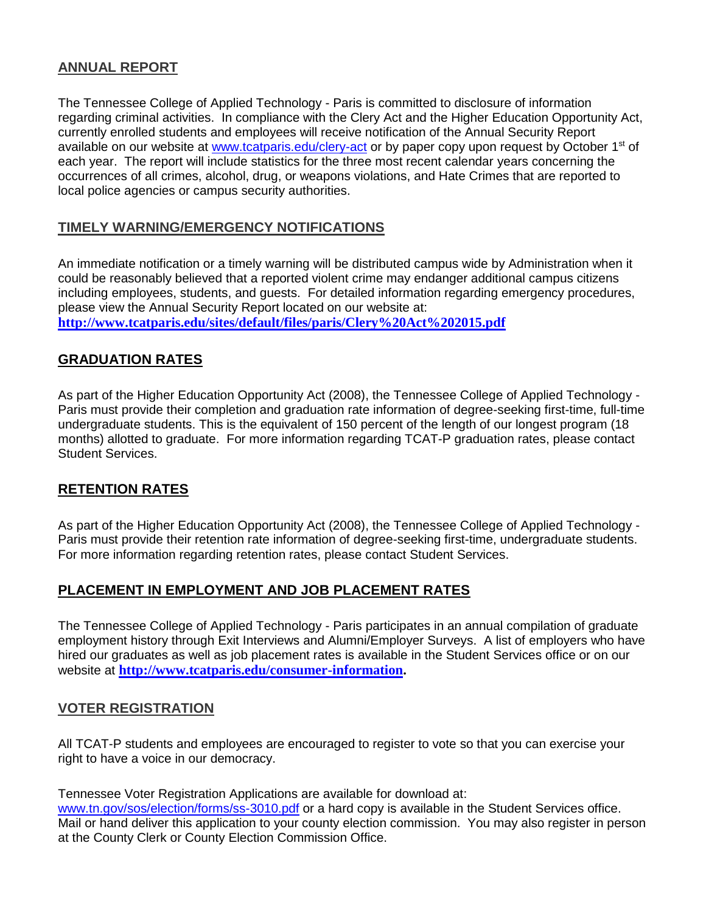## ANNUAL REPORT

The Tennessee College of Applied Technology - Paris is committed to disclosure of information regarding criminal activities. In compliance with the Clery Act and the Higher Education Opportunity Act, currently enrolled students and employees will receive notification of the Annual Security Report available on our website at www.tcatparis.edu/clery-act or by paper copy upon request by October 1st of each year. The report will include statistics for the three most recent calendar years concerning the occurrences of all crimes, alcohol, drug, or weapons violations, and Hate Crimes that are reported to local police agencies or campus security authorities.

## TIMELY WARNING/EMERGENCY NOTIFICATIONS

An immediate notification or a timely warning will be distributed campus wide by Administration when it could be reasonably believed that a reported violent crime may endanger additional campus citizens including employees, students, and guests. For detailed information regarding emergency procedures, please view the Annual Security Report located on our website at:
**http://www.tcatparis.edu/sites/default/files/paris/Clery%20Act%202015.pdf**

## GRADUATION RATES

As part of the Higher Education Opportunity Act (2008), the Tennessee College of Applied Technology - Paris must provide their completion and graduation rate information of degree-seeking first-time, full-time undergraduate students. This is the equivalent of 150 percent of the length of our longest program (18 months) allotted to graduate. For more information regarding TCAT-P graduation rates, please contact Student Services.

## RETENTION RATES

As part of the Higher Education Opportunity Act (2008), the Tennessee College of Applied Technology - Paris must provide their retention rate information of degree-seeking first-time, undergraduate students. For more information regarding retention rates, please contact Student Services.

## PLACEMENT IN EMPLOYMENT AND JOB PLACEMENT RATES

The Tennessee College of Applied Technology - Paris participates in an annual compilation of graduate employment history through Exit Interviews and Alumni/Employer Surveys. A list of employers who have hired our graduates as well as job placement rates is available in the Student Services office or on our website at **http://www.tcatparis.edu/consumer-information.**

## VOTER REGISTRATION

All TCAT-P students and employees are encouraged to register to vote so that you can exercise your right to have a voice in our democracy.

Tennessee Voter Registration Applications are available for download at:
www.tn.gov/sos/election/forms/ss-3010.pdf or a hard copy is available in the Student Services office. Mail or hand deliver this application to your county election commission. You may also register in person at the County Clerk or County Election Commission Office.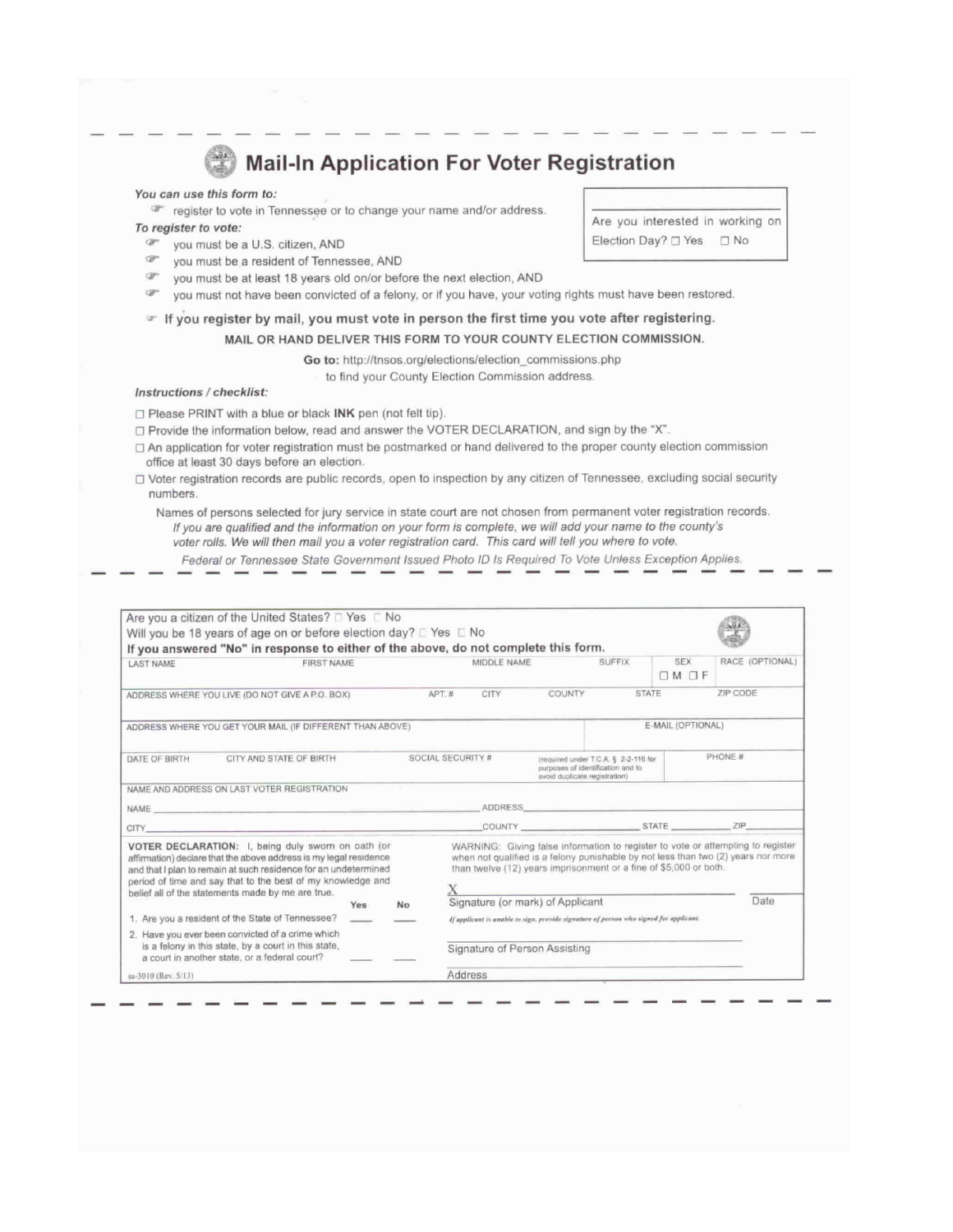# Mail-In Application For Voter Registration

*You can use this form to:*

- register to vote in Tennessee or to change your name and/or address.

*To register to vote:*

- you must be a U.S. citizen, AND
- you must be a resident of Tennessee, AND
- you must be at least 18 years old on/or before the next election, AND
- you must not have been convicted of a felony, or if you have, your voting rights must have been restored.

Are you interested in working on Election Day? ☐ Yes ☐ No

**If you register by mail, you must vote in person the first time you vote after registering.**

**MAIL OR HAND DELIVER THIS FORM TO YOUR COUNTY ELECTION COMMISSION.**

**Go to:** http://tnsos.org/elections/election_commissions.php to find your County Election Commission address.

*Instructions / checklist:*

- ☐ Please PRINT with a blue or black **INK** pen (not felt tip).
- ☐ Provide the information below, read and answer the VOTER DECLARATION, and sign by the "X".
- ☐ An application for voter registration must be postmarked or hand delivered to the proper county election commission office at least 30 days before an election.
- ☐ Voter registration records are public records, open to inspection by any citizen of Tennessee, excluding social security numbers.

Names of persons selected for jury service in state court are not chosen from permanent voter registration records.
*If you are qualified and the information on your form is complete, we will add your name to the county's voter rolls. We will then mail you a voter registration card. This card will tell you where to vote.*

*Federal or Tennessee State Government Issued Photo ID Is Required To Vote Unless Exception Applies.*

---

Are you a citizen of the United States? ☐ Yes ☐ No
Will you be 18 years of age on or before election day? ☐ Yes ☐ No
**If you answered "No" in response to either of the above, do not complete this form.**

| LAST NAME | FIRST NAME | MIDDLE NAME | SUFFIX | SEX ☐ M ☐ F | RACE (OPTIONAL) |
|---|---|---|---|---|---|
| | | | | | |

| ADDRESS WHERE YOU LIVE (DO NOT GIVE A P.O. BOX) | APT. # | CITY | COUNTY | STATE | ZIP CODE |
|---|---|---|---|---|---|
| | | | | | |

| ADDRESS WHERE YOU GET YOUR MAIL (IF DIFFERENT THAN ABOVE) | E-MAIL (OPTIONAL) |
|---|---|
| | |

| DATE OF BIRTH | CITY AND STATE OF BIRTH | SOCIAL SECURITY # (required under T.C.A. § 2-2-116 for purposes of identification and to avoid duplicate registration) | PHONE # |
|---|---|---|---|
| | | | |

NAME AND ADDRESS ON LAST VOTER REGISTRATION

NAME ______________________ ADDRESS ______________________

CITY ______________________ COUNTY ______________ STATE ________ ZIP ________

**VOTER DECLARATION:** I, being duly sworn on oath (or affirmation) declare that the above address is my legal residence and that I plan to remain at such residence for an undetermined period of time and say that to the best of my knowledge and belief all of the statements made by me are true.

| | Yes | No |
|---|---|---|
| 1. Are you a resident of the State of Tennessee? | ____ | ____ |
| 2. Have you ever been convicted of a crime which is a felony in this state, by a court in this state, a court in another state, or a federal court? | ____ | ____ |

WARNING: Giving false information to register to vote or attempting to register when not qualified is a felony punishable by not less than two (2) years nor more than twelve (12) years imprisonment or a fine of $5,000 or both.

X ______________________________ ____________
Signature (or mark) of Applicant Date

*If applicant is unable to sign, provide signature of person who signed for applicant.*

______________________________
Signature of Person Assisting

______________________________
Address

ss-3010 (Rev. 5/13)